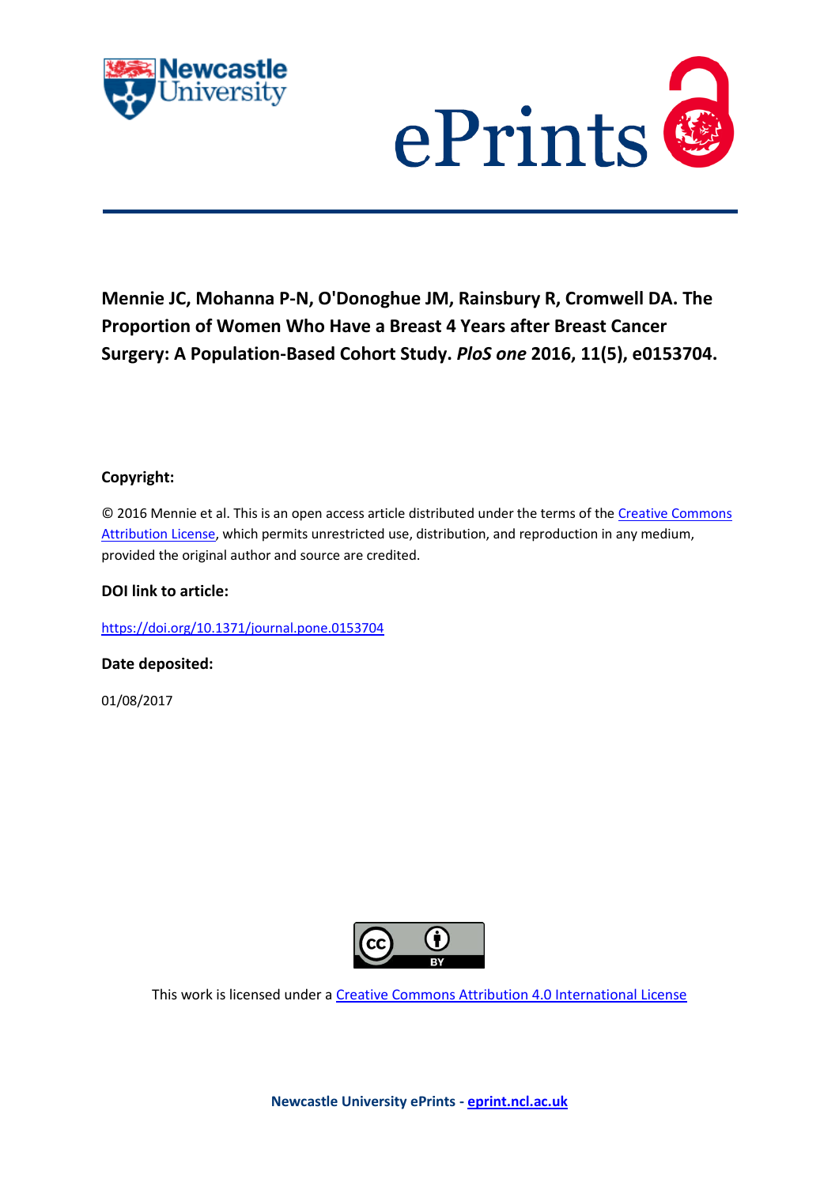**Mennie JC, Mohanna P-N, O'Donoghue JM, Rainsbury R, Cromwell DA. The Proportion of Women Who Have a Breast 4 Years after Breast Cancer Surgery: A Population-Based Cohort Study. *PloS one* 2016, 11(5), e0153704.**

**Copyright:**

© 2016 Mennie et al. This is an open access article distributed under the terms of the Creative Commons Attribution License, which permits unrestricted use, distribution, and reproduction in any medium, provided the original author and source are credited.

**DOI link to article:**

https://doi.org/10.1371/journal.pone.0153704

**Date deposited:**

01/08/2017

This work is licensed under a Creative Commons Attribution 4.0 International License

**Newcastle University ePrints - eprint.ncl.ac.uk**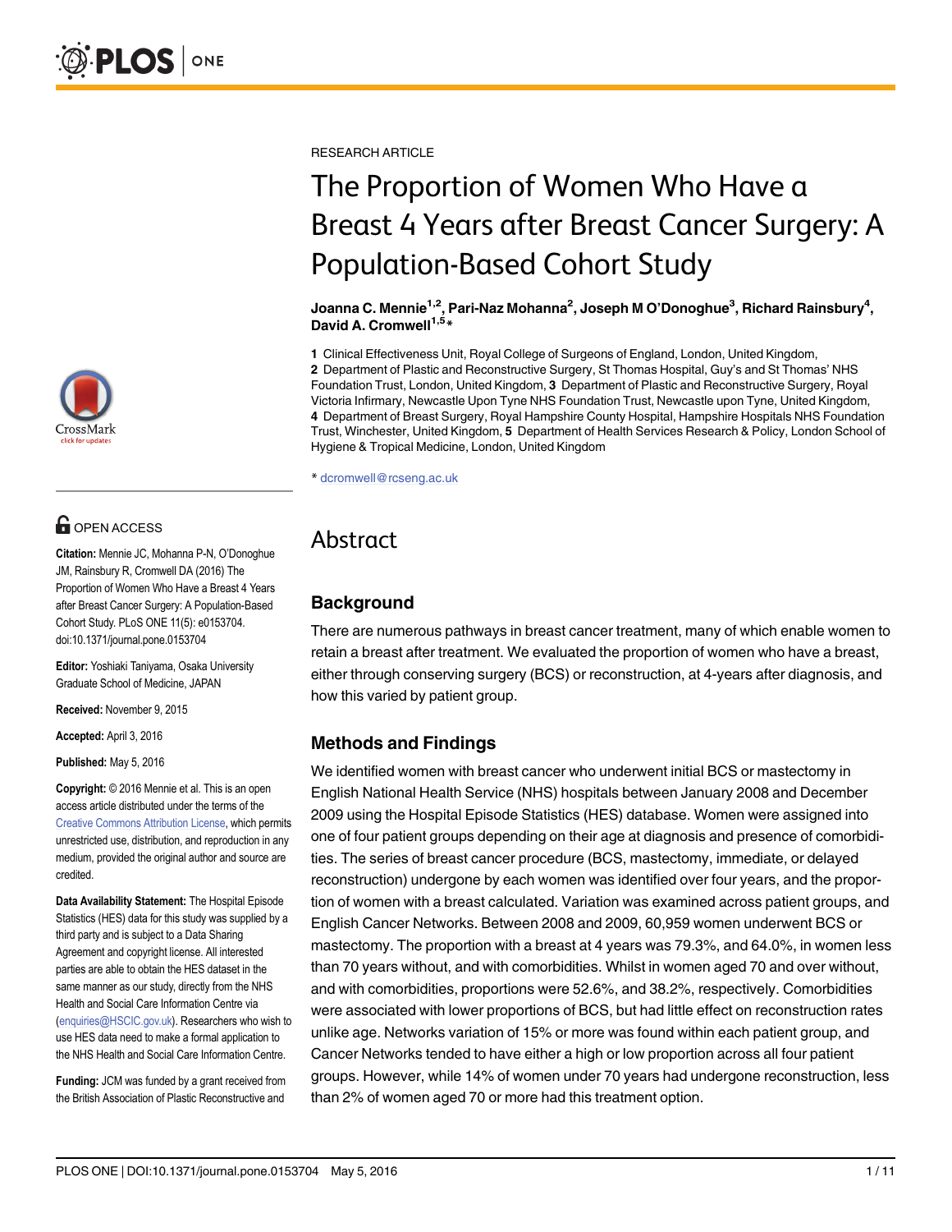RESEARCH ARTICLE

# The Proportion of Women Who Have a Breast 4 Years after Breast Cancer Surgery: A Population-Based Cohort Study

**Joanna C. Mennie[1,2], Pari-Naz Mohanna[2], Joseph M O'Donoghue[3], Richard Rainsbury[4], David A. Cromwell[1,5]***

**1** Clinical Effectiveness Unit, Royal College of Surgeons of England, London, United Kingdom, **2** Department of Plastic and Reconstructive Surgery, St Thomas Hospital, Guy's and St Thomas' NHS Foundation Trust, London, United Kingdom, **3** Department of Plastic and Reconstructive Surgery, Royal Victoria Infirmary, Newcastle Upon Tyne NHS Foundation Trust, Newcastle upon Tyne, United Kingdom, **4** Department of Breast Surgery, Royal Hampshire County Hospital, Hampshire Hospitals NHS Foundation Trust, Winchester, United Kingdom, **5** Department of Health Services Research & Policy, London School of Hygiene & Tropical Medicine, London, United Kingdom

* dcromwell@rcseng.ac.uk

OPEN ACCESS

**Citation:** Mennie JC, Mohanna P-N, O'Donoghue JM, Rainsbury R, Cromwell DA (2016) The Proportion of Women Who Have a Breast 4 Years after Breast Cancer Surgery: A Population-Based Cohort Study. PLoS ONE 11(5): e0153704. doi:10.1371/journal.pone.0153704

**Editor:** Yoshiaki Taniyama, Osaka University Graduate School of Medicine, JAPAN

**Received:** November 9, 2015

**Accepted:** April 3, 2016

**Published:** May 5, 2016

**Copyright:** © 2016 Mennie et al. This is an open access article distributed under the terms of the Creative Commons Attribution License, which permits unrestricted use, distribution, and reproduction in any medium, provided the original author and source are credited.

**Data Availability Statement:** The Hospital Episode Statistics (HES) data for this study was supplied by a third party and is subject to a Data Sharing Agreement and copyright license. All interested parties are able to obtain the HES dataset in the same manner as our study, directly from the NHS Health and Social Care Information Centre via (enquiries@HSCIC.gov.uk). Researchers who wish to use HES data need to make a formal application to the NHS Health and Social Care Information Centre.

**Funding:** JCM was funded by a grant received from the British Association of Plastic Reconstructive and

## Abstract

### Background

There are numerous pathways in breast cancer treatment, many of which enable women to retain a breast after treatment. We evaluated the proportion of women who have a breast, either through conserving surgery (BCS) or reconstruction, at 4-years after diagnosis, and how this varied by patient group.

### Methods and Findings

We identified women with breast cancer who underwent initial BCS or mastectomy in English National Health Service (NHS) hospitals between January 2008 and December 2009 using the Hospital Episode Statistics (HES) database. Women were assigned into one of four patient groups depending on their age at diagnosis and presence of comorbidities. The series of breast cancer procedure (BCS, mastectomy, immediate, or delayed reconstruction) undergone by each women was identified over four years, and the proportion of women with a breast calculated. Variation was examined across patient groups, and English Cancer Networks. Between 2008 and 2009, 60,959 women underwent BCS or mastectomy. The proportion with a breast at 4 years was 79.3%, and 64.0%, in women less than 70 years without, and with comorbidities. Whilst in women aged 70 and over without, and with comorbidities, proportions were 52.6%, and 38.2%, respectively. Comorbidities were associated with lower proportions of BCS, but had little effect on reconstruction rates unlike age. Networks variation of 15% or more was found within each patient group, and Cancer Networks tended to have either a high or low proportion across all four patient groups. However, while 14% of women under 70 years had undergone reconstruction, less than 2% of women aged 70 or more had this treatment option.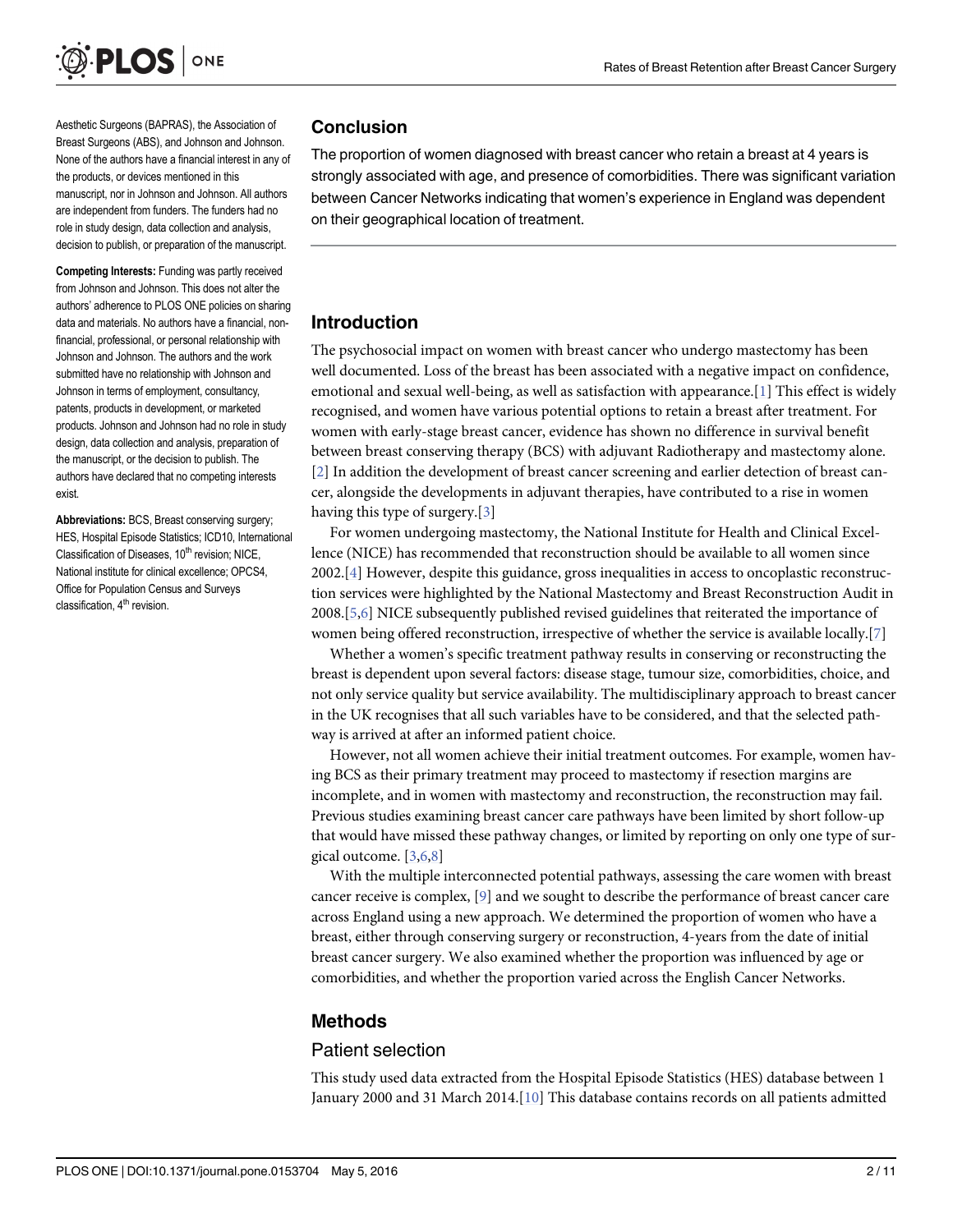Aesthetic Surgeons (BAPRAS), the Association of Breast Surgeons (ABS), and Johnson and Johnson. None of the authors have a financial interest in any of the products, or devices mentioned in this manuscript, nor in Johnson and Johnson. All authors are independent from funders. The funders had no role in study design, data collection and analysis, decision to publish, or preparation of the manuscript.

**Competing Interests:** Funding was partly received from Johnson and Johnson. This does not alter the authors' adherence to PLOS ONE policies on sharing data and materials. No authors have a financial, non-financial, professional, or personal relationship with Johnson and Johnson. The authors and the work submitted have no relationship with Johnson and Johnson in terms of employment, consultancy, patents, products in development, or marketed products. Johnson and Johnson had no role in study design, data collection and analysis, preparation of the manuscript, or the decision to publish. The authors have declared that no competing interests exist.

**Abbreviations:** BCS, Breast conserving surgery; HES, Hospital Episode Statistics; ICD10, International Classification of Diseases, 10th revision; NICE, National institute for clinical excellence; OPCS4, Office for Population Census and Surveys classification, 4th revision.

## Conclusion

The proportion of women diagnosed with breast cancer who retain a breast at 4 years is strongly associated with age, and presence of comorbidities. There was significant variation between Cancer Networks indicating that women's experience in England was dependent on their geographical location of treatment.

## Introduction

The psychosocial impact on women with breast cancer who undergo mastectomy has been well documented. Loss of the breast has been associated with a negative impact on confidence, emotional and sexual well-being, as well as satisfaction with appearance.[1] This effect is widely recognised, and women have various potential options to retain a breast after treatment. For women with early-stage breast cancer, evidence has shown no difference in survival benefit between breast conserving therapy (BCS) with adjuvant Radiotherapy and mastectomy alone. [2] In addition the development of breast cancer screening and earlier detection of breast cancer, alongside the developments in adjuvant therapies, have contributed to a rise in women having this type of surgery.[3]

For women undergoing mastectomy, the National Institute for Health and Clinical Excellence (NICE) has recommended that reconstruction should be available to all women since 2002.[4] However, despite this guidance, gross inequalities in access to oncoplastic reconstruction services were highlighted by the National Mastectomy and Breast Reconstruction Audit in 2008.[5,6] NICE subsequently published revised guidelines that reiterated the importance of women being offered reconstruction, irrespective of whether the service is available locally.[7]

Whether a women's specific treatment pathway results in conserving or reconstructing the breast is dependent upon several factors: disease stage, tumour size, comorbidities, choice, and not only service quality but service availability. The multidisciplinary approach to breast cancer in the UK recognises that all such variables have to be considered, and that the selected pathway is arrived at after an informed patient choice.

However, not all women achieve their initial treatment outcomes. For example, women having BCS as their primary treatment may proceed to mastectomy if resection margins are incomplete, and in women with mastectomy and reconstruction, the reconstruction may fail. Previous studies examining breast cancer care pathways have been limited by short follow-up that would have missed these pathway changes, or limited by reporting on only one type of surgical outcome. [3,6,8]

With the multiple interconnected potential pathways, assessing the care women with breast cancer receive is complex, [9] and we sought to describe the performance of breast cancer care across England using a new approach. We determined the proportion of women who have a breast, either through conserving surgery or reconstruction, 4-years from the date of initial breast cancer surgery. We also examined whether the proportion was influenced by age or comorbidities, and whether the proportion varied across the English Cancer Networks.

## Methods

### Patient selection

This study used data extracted from the Hospital Episode Statistics (HES) database between 1 January 2000 and 31 March 2014.[10] This database contains records on all patients admitted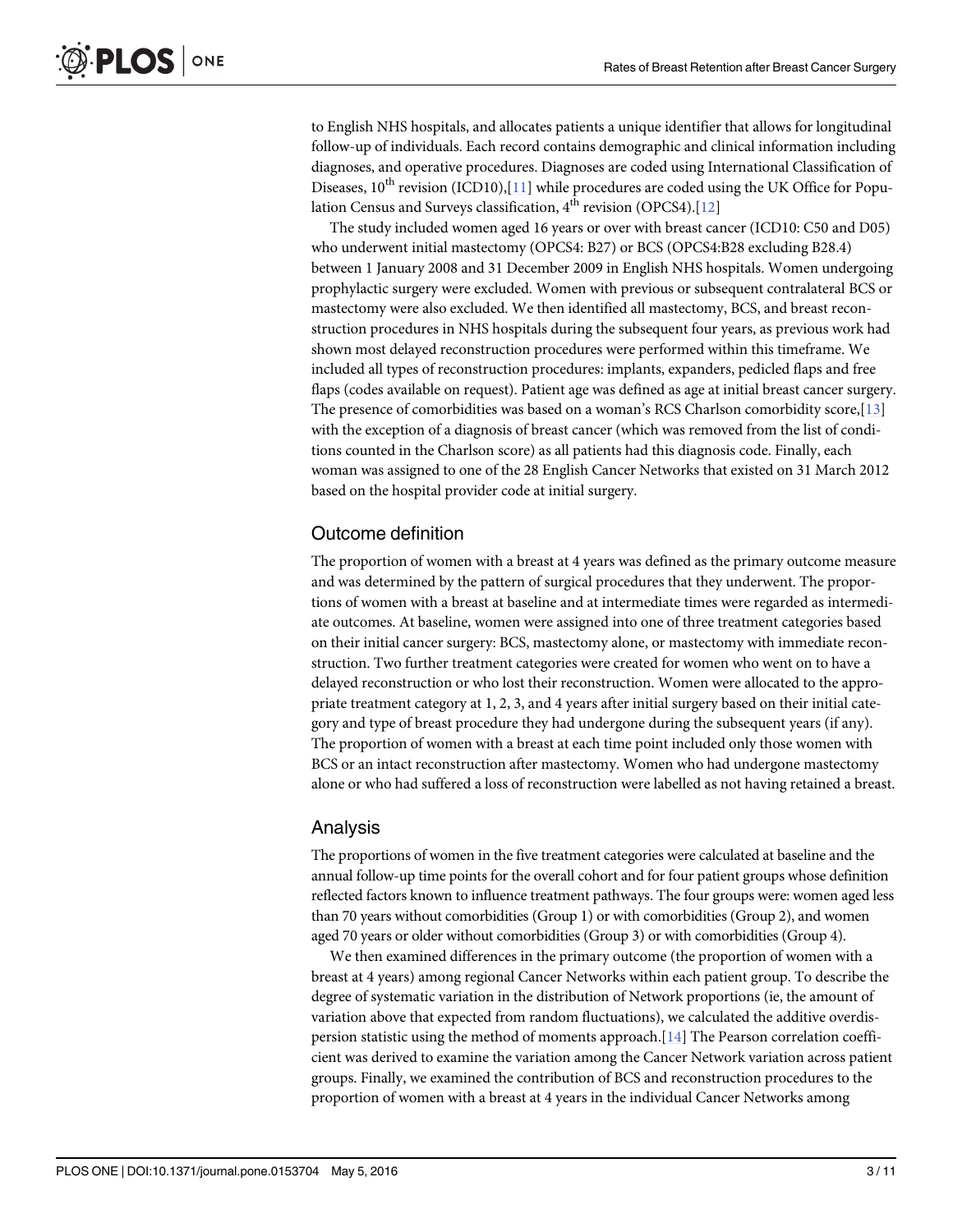to English NHS hospitals, and allocates patients a unique identifier that allows for longitudinal follow-up of individuals. Each record contains demographic and clinical information including diagnoses, and operative procedures. Diagnoses are coded using International Classification of Diseases, $10^{th}$ revision (ICD10),[11] while procedures are coded using the UK Office for Population Census and Surveys classification, $4^{th}$ revision (OPCS4).[12]

The study included women aged 16 years or over with breast cancer (ICD10: C50 and D05) who underwent initial mastectomy (OPCS4: B27) or BCS (OPCS4:B28 excluding B28.4) between 1 January 2008 and 31 December 2009 in English NHS hospitals. Women undergoing prophylactic surgery were excluded. Women with previous or subsequent contralateral BCS or mastectomy were also excluded. We then identified all mastectomy, BCS, and breast reconstruction procedures in NHS hospitals during the subsequent four years, as previous work had shown most delayed reconstruction procedures were performed within this timeframe. We included all types of reconstruction procedures: implants, expanders, pedicled flaps and free flaps (codes available on request). Patient age was defined as age at initial breast cancer surgery. The presence of comorbidities was based on a woman's RCS Charlson comorbidity score,[13] with the exception of a diagnosis of breast cancer (which was removed from the list of conditions counted in the Charlson score) as all patients had this diagnosis code. Finally, each woman was assigned to one of the 28 English Cancer Networks that existed on 31 March 2012 based on the hospital provider code at initial surgery.

## Outcome definition

The proportion of women with a breast at 4 years was defined as the primary outcome measure and was determined by the pattern of surgical procedures that they underwent. The proportions of women with a breast at baseline and at intermediate times were regarded as intermediate outcomes. At baseline, women were assigned into one of three treatment categories based on their initial cancer surgery: BCS, mastectomy alone, or mastectomy with immediate reconstruction. Two further treatment categories were created for women who went on to have a delayed reconstruction or who lost their reconstruction. Women were allocated to the appropriate treatment category at 1, 2, 3, and 4 years after initial surgery based on their initial category and type of breast procedure they had undergone during the subsequent years (if any). The proportion of women with a breast at each time point included only those women with BCS or an intact reconstruction after mastectomy. Women who had undergone mastectomy alone or who had suffered a loss of reconstruction were labelled as not having retained a breast.

## Analysis

The proportions of women in the five treatment categories were calculated at baseline and the annual follow-up time points for the overall cohort and for four patient groups whose definition reflected factors known to influence treatment pathways. The four groups were: women aged less than 70 years without comorbidities (Group 1) or with comorbidities (Group 2), and women aged 70 years or older without comorbidities (Group 3) or with comorbidities (Group 4).

We then examined differences in the primary outcome (the proportion of women with a breast at 4 years) among regional Cancer Networks within each patient group. To describe the degree of systematic variation in the distribution of Network proportions (ie, the amount of variation above that expected from random fluctuations), we calculated the additive overdispersion statistic using the method of moments approach.[14] The Pearson correlation coefficient was derived to examine the variation among the Cancer Network variation across patient groups. Finally, we examined the contribution of BCS and reconstruction procedures to the proportion of women with a breast at 4 years in the individual Cancer Networks among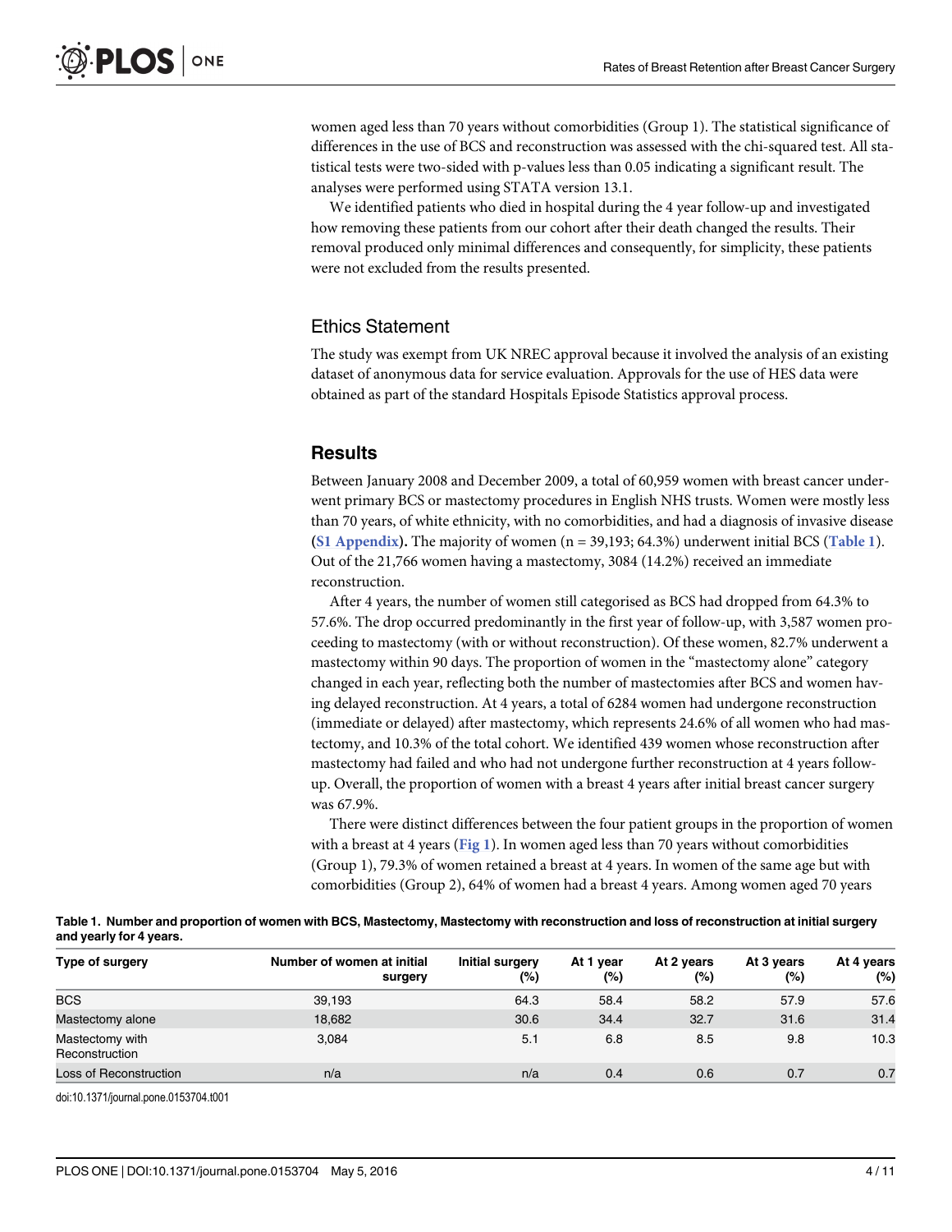women aged less than 70 years without comorbidities (Group 1). The statistical significance of differences in the use of BCS and reconstruction was assessed with the chi-squared test. All statistical tests were two-sided with p-values less than 0.05 indicating a significant result. The analyses were performed using STATA version 13.1.

We identified patients who died in hospital during the 4 year follow-up and investigated how removing these patients from our cohort after their death changed the results. Their removal produced only minimal differences and consequently, for simplicity, these patients were not excluded from the results presented.

## Ethics Statement

The study was exempt from UK NREC approval because it involved the analysis of an existing dataset of anonymous data for service evaluation. Approvals for the use of HES data were obtained as part of the standard Hospitals Episode Statistics approval process.

# Results

Between January 2008 and December 2009, a total of 60,959 women with breast cancer underwent primary BCS or mastectomy procedures in English NHS trusts. Women were mostly less than 70 years, of white ethnicity, with no comorbidities, and had a diagnosis of invasive disease (**S1 Appendix**). The majority of women (n = 39,193; 64.3%) underwent initial BCS (**Table 1**). Out of the 21,766 women having a mastectomy, 3084 (14.2%) received an immediate reconstruction.

After 4 years, the number of women still categorised as BCS had dropped from 64.3% to 57.6%. The drop occurred predominantly in the first year of follow-up, with 3,587 women proceeding to mastectomy (with or without reconstruction). Of these women, 82.7% underwent a mastectomy within 90 days. The proportion of women in the "mastectomy alone" category changed in each year, reflecting both the number of mastectomies after BCS and women having delayed reconstruction. At 4 years, a total of 6284 women had undergone reconstruction (immediate or delayed) after mastectomy, which represents 24.6% of all women who had mastectomy, and 10.3% of the total cohort. We identified 439 women whose reconstruction after mastectomy had failed and who had not undergone further reconstruction at 4 years follow-up. Overall, the proportion of women with a breast 4 years after initial breast cancer surgery was 67.9%.

There were distinct differences between the four patient groups in the proportion of women with a breast at 4 years (**Fig 1**). In women aged less than 70 years without comorbidities (Group 1), 79.3% of women retained a breast at 4 years. In women of the same age but with comorbidities (Group 2), 64% of women had a breast 4 years. Among women aged 70 years

**Table 1. Number and proportion of women with BCS, Mastectomy, Mastectomy with reconstruction and loss of reconstruction at initial surgery and yearly for 4 years.**

| Type of surgery | Number of women at initial surgery | Initial surgery (%) | At 1 year (%) | At 2 years (%) | At 3 years (%) | At 4 years (%) |
|---|---|---|---|---|---|---|
| BCS | 39,193 | 64.3 | 58.4 | 58.2 | 57.9 | 57.6 |
| Mastectomy alone | 18,682 | 30.6 | 34.4 | 32.7 | 31.6 | 31.4 |
| Mastectomy with Reconstruction | 3,084 | 5.1 | 6.8 | 8.5 | 9.8 | 10.3 |
| Loss of Reconstruction | n/a | n/a | 0.4 | 0.6 | 0.7 | 0.7 |

doi:10.1371/journal.pone.0153704.t001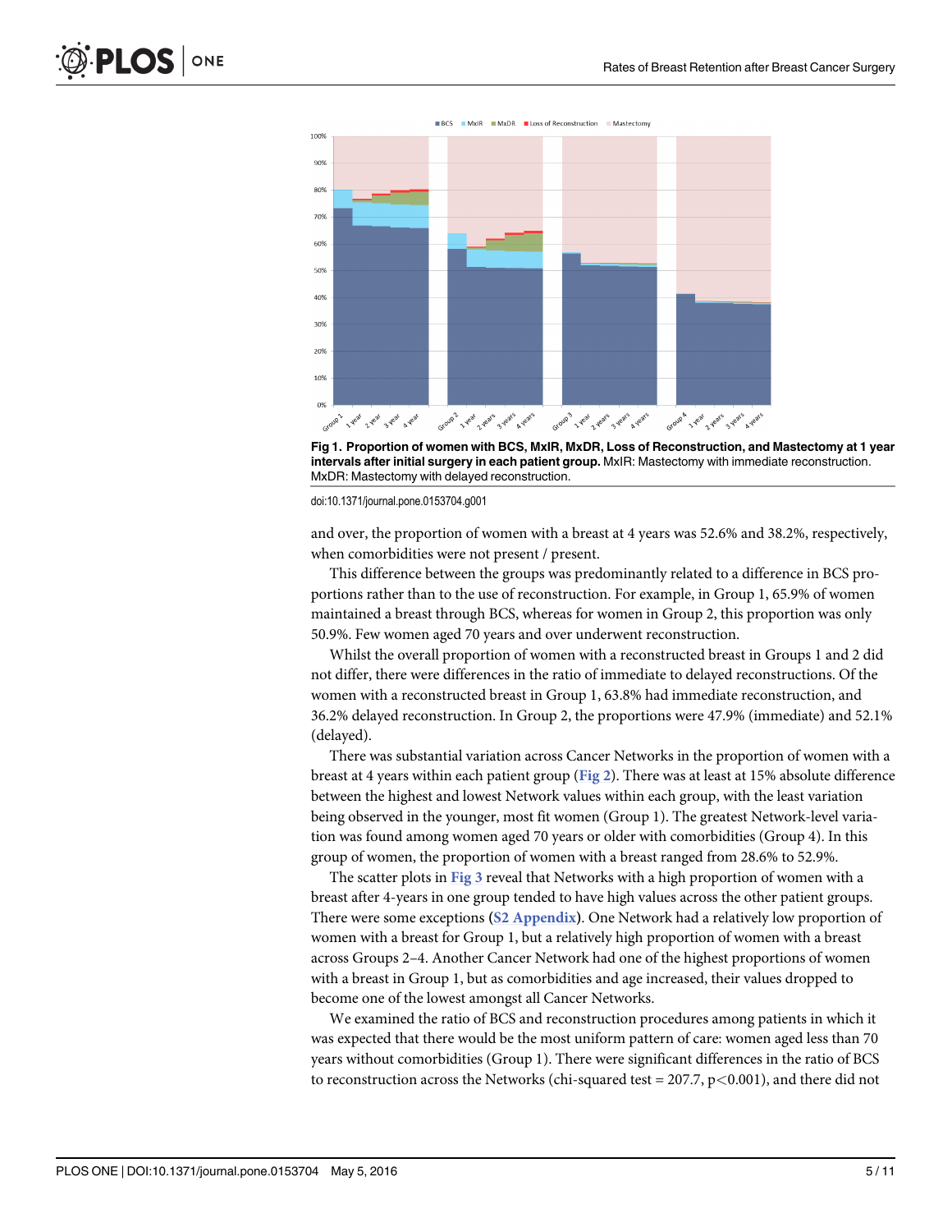Fig 1. Proportion of women with BCS, MxIR, MxDR, Loss of Reconstruction, and Mastectomy at 1 year intervals after initial surgery in each patient group. MxIR: Mastectomy with immediate reconstruction. MxDR: Mastectomy with delayed reconstruction.

doi:10.1371/journal.pone.0153704.g001

and over, the proportion of women with a breast at 4 years was 52.6% and 38.2%, respectively, when comorbidities were not present / present.

This difference between the groups was predominantly related to a difference in BCS proportions rather than to the use of reconstruction. For example, in Group 1, 65.9% of women maintained a breast through BCS, whereas for women in Group 2, this proportion was only 50.9%. Few women aged 70 years and over underwent reconstruction.

Whilst the overall proportion of women with a reconstructed breast in Groups 1 and 2 did not differ, there were differences in the ratio of immediate to delayed reconstructions. Of the women with a reconstructed breast in Group 1, 63.8% had immediate reconstruction, and 36.2% delayed reconstruction. In Group 2, the proportions were 47.9% (immediate) and 52.1% (delayed).

There was substantial variation across Cancer Networks in the proportion of women with a breast at 4 years within each patient group (Fig 2). There was at least at 15% absolute difference between the highest and lowest Network values within each group, with the least variation being observed in the younger, most fit women (Group 1). The greatest Network-level variation was found among women aged 70 years or older with comorbidities (Group 4). In this group of women, the proportion of women with a breast ranged from 28.6% to 52.9%.

The scatter plots in Fig 3 reveal that Networks with a high proportion of women with a breast after 4-years in one group tended to have high values across the other patient groups. There were some exceptions (S2 Appendix). One Network had a relatively low proportion of women with a breast for Group 1, but a relatively high proportion of women with a breast across Groups 2–4. Another Cancer Network had one of the highest proportions of women with a breast in Group 1, but as comorbidities and age increased, their values dropped to become one of the lowest amongst all Cancer Networks.

We examined the ratio of BCS and reconstruction procedures among patients in which it was expected that there would be the most uniform pattern of care: women aged less than 70 years without comorbidities (Group 1). There were significant differences in the ratio of BCS to reconstruction across the Networks (chi-squared test = 207.7, $p<0.001$), and there did not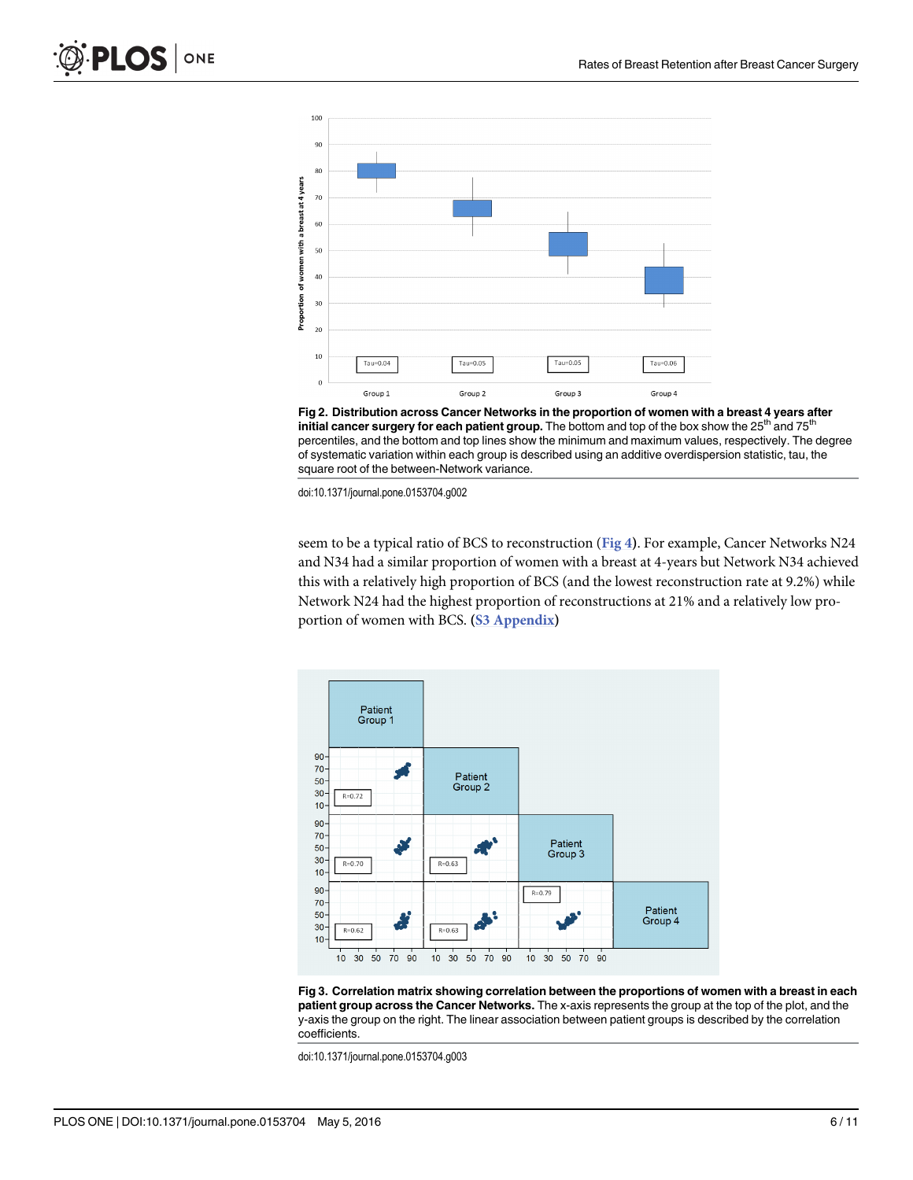**Fig 2. Distribution across Cancer Networks in the proportion of women with a breast 4 years after initial cancer surgery for each patient group.** The bottom and top of the box show the 25th and 75th percentiles, and the bottom and top lines show the minimum and maximum values, respectively. The degree of systematic variation within each group is described using an additive overdispersion statistic, tau, the square root of the between-Network variance.

doi:10.1371/journal.pone.0153704.g002

seem to be a typical ratio of BCS to reconstruction (Fig 4). For example, Cancer Networks N24 and N34 had a similar proportion of women with a breast at 4-years but Network N34 achieved this with a relatively high proportion of BCS (and the lowest reconstruction rate at 9.2%) while Network N24 had the highest proportion of reconstructions at 21% and a relatively low proportion of women with BCS. (S3 Appendix)

**Fig 3. Correlation matrix showing correlation between the proportions of women with a breast in each patient group across the Cancer Networks.** The x-axis represents the group at the top of the plot, and the y-axis the group on the right. The linear association between patient groups is described by the correlation coefficients.

doi:10.1371/journal.pone.0153704.g003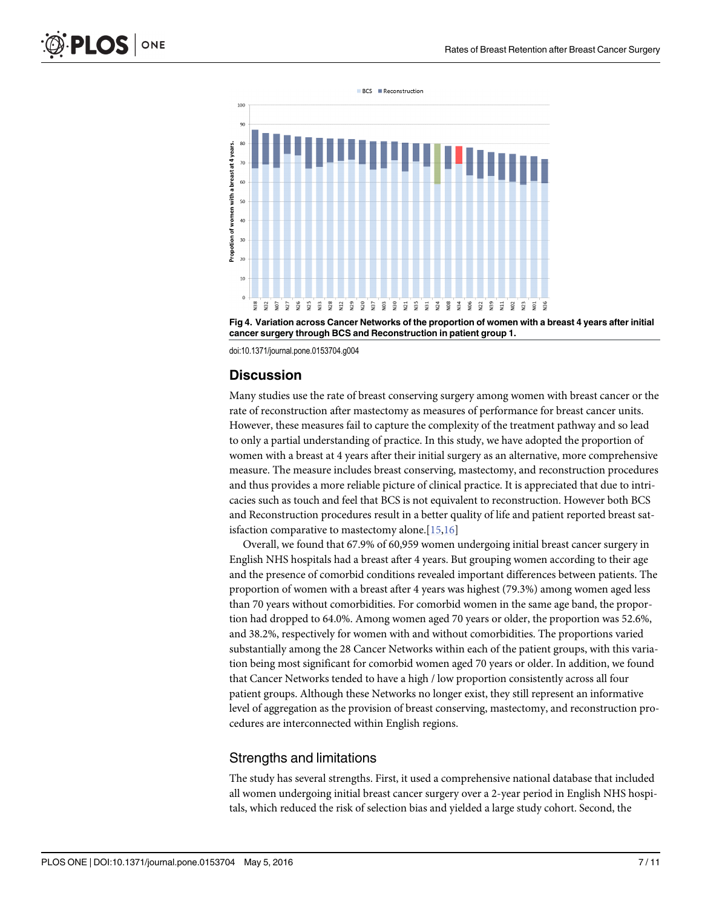Fig 4. Variation across Cancer Networks of the proportion of women with a breast 4 years after initial cancer surgery through BCS and Reconstruction in patient group 1.

doi:10.1371/journal.pone.0153704.g004

## Discussion

Many studies use the rate of breast conserving surgery among women with breast cancer or the rate of reconstruction after mastectomy as measures of performance for breast cancer units. However, these measures fail to capture the complexity of the treatment pathway and so lead to only a partial understanding of practice. In this study, we have adopted the proportion of women with a breast at 4 years after their initial surgery as an alternative, more comprehensive measure. The measure includes breast conserving, mastectomy, and reconstruction procedures and thus provides a more reliable picture of clinical practice. It is appreciated that due to intricacies such as touch and feel that BCS is not equivalent to reconstruction. However both BCS and Reconstruction procedures result in a better quality of life and patient reported breast satisfaction comparative to mastectomy alone.[15,16]

Overall, we found that 67.9% of 60,959 women undergoing initial breast cancer surgery in English NHS hospitals had a breast after 4 years. But grouping women according to their age and the presence of comorbid conditions revealed important differences between patients. The proportion of women with a breast after 4 years was highest (79.3%) among women aged less than 70 years without comorbidities. For comorbid women in the same age band, the proportion had dropped to 64.0%. Among women aged 70 years or older, the proportion was 52.6%, and 38.2%, respectively for women with and without comorbidities. The proportions varied substantially among the 28 Cancer Networks within each of the patient groups, with this variation being most significant for comorbid women aged 70 years or older. In addition, we found that Cancer Networks tended to have a high / low proportion consistently across all four patient groups. Although these Networks no longer exist, they still represent an informative level of aggregation as the provision of breast conserving, mastectomy, and reconstruction procedures are interconnected within English regions.

### Strengths and limitations

The study has several strengths. First, it used a comprehensive national database that included all women undergoing initial breast cancer surgery over a 2-year period in English NHS hospitals, which reduced the risk of selection bias and yielded a large study cohort. Second, the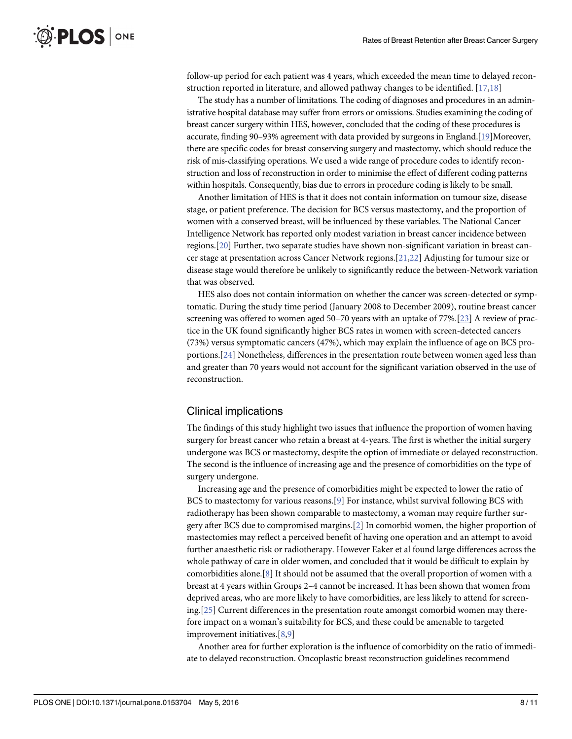follow-up period for each patient was 4 years, which exceeded the mean time to delayed reconstruction reported in literature, and allowed pathway changes to be identified. [17,18]

The study has a number of limitations. The coding of diagnoses and procedures in an administrative hospital database may suffer from errors or omissions. Studies examining the coding of breast cancer surgery within HES, however, concluded that the coding of these procedures is accurate, finding 90–93% agreement with data provided by surgeons in England.[19]Moreover, there are specific codes for breast conserving surgery and mastectomy, which should reduce the risk of mis-classifying operations. We used a wide range of procedure codes to identify reconstruction and loss of reconstruction in order to minimise the effect of different coding patterns within hospitals. Consequently, bias due to errors in procedure coding is likely to be small.

Another limitation of HES is that it does not contain information on tumour size, disease stage, or patient preference. The decision for BCS versus mastectomy, and the proportion of women with a conserved breast, will be influenced by these variables. The National Cancer Intelligence Network has reported only modest variation in breast cancer incidence between regions.[20] Further, two separate studies have shown non-significant variation in breast cancer stage at presentation across Cancer Network regions.[21,22] Adjusting for tumour size or disease stage would therefore be unlikely to significantly reduce the between-Network variation that was observed.

HES also does not contain information on whether the cancer was screen-detected or symptomatic. During the study time period (January 2008 to December 2009), routine breast cancer screening was offered to women aged 50–70 years with an uptake of 77%.[23] A review of practice in the UK found significantly higher BCS rates in women with screen-detected cancers (73%) versus symptomatic cancers (47%), which may explain the influence of age on BCS proportions.[24] Nonetheless, differences in the presentation route between women aged less than and greater than 70 years would not account for the significant variation observed in the use of reconstruction.

## Clinical implications

The findings of this study highlight two issues that influence the proportion of women having surgery for breast cancer who retain a breast at 4-years. The first is whether the initial surgery undergone was BCS or mastectomy, despite the option of immediate or delayed reconstruction. The second is the influence of increasing age and the presence of comorbidities on the type of surgery undergone.

Increasing age and the presence of comorbidities might be expected to lower the ratio of BCS to mastectomy for various reasons.[9] For instance, whilst survival following BCS with radiotherapy has been shown comparable to mastectomy, a woman may require further surgery after BCS due to compromised margins.[2] In comorbid women, the higher proportion of mastectomies may reflect a perceived benefit of having one operation and an attempt to avoid further anaesthetic risk or radiotherapy. However Eaker et al found large differences across the whole pathway of care in older women, and concluded that it would be difficult to explain by comorbidities alone.[8] It should not be assumed that the overall proportion of women with a breast at 4 years within Groups 2–4 cannot be increased. It has been shown that women from deprived areas, who are more likely to have comorbidities, are less likely to attend for screening.[25] Current differences in the presentation route amongst comorbid women may therefore impact on a woman's suitability for BCS, and these could be amenable to targeted improvement initiatives.[8,9]

Another area for further exploration is the influence of comorbidity on the ratio of immediate to delayed reconstruction. Oncoplastic breast reconstruction guidelines recommend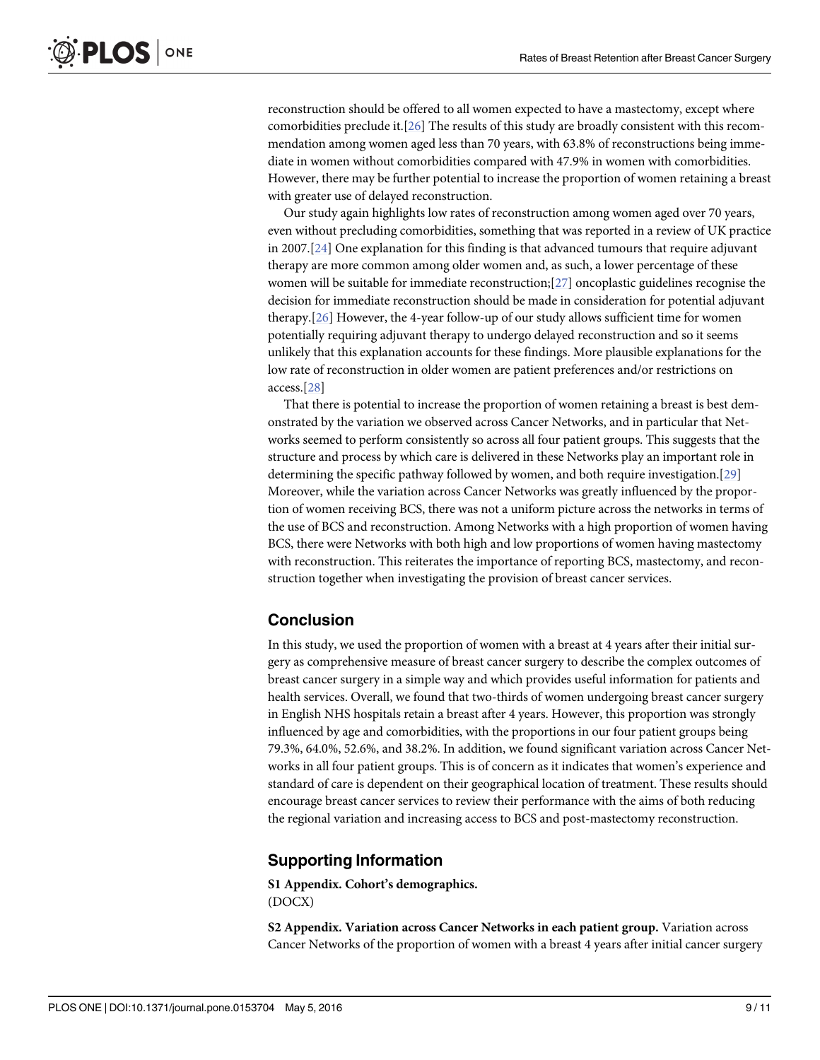reconstruction should be offered to all women expected to have a mastectomy, except where comorbidities preclude it.[26] The results of this study are broadly consistent with this recommendation among women aged less than 70 years, with 63.8% of reconstructions being immediate in women without comorbidities compared with 47.9% in women with comorbidities. However, there may be further potential to increase the proportion of women retaining a breast with greater use of delayed reconstruction.

Our study again highlights low rates of reconstruction among women aged over 70 years, even without precluding comorbidities, something that was reported in a review of UK practice in 2007.[24] One explanation for this finding is that advanced tumours that require adjuvant therapy are more common among older women and, as such, a lower percentage of these women will be suitable for immediate reconstruction;[27] oncoplastic guidelines recognise the decision for immediate reconstruction should be made in consideration for potential adjuvant therapy.[26] However, the 4-year follow-up of our study allows sufficient time for women potentially requiring adjuvant therapy to undergo delayed reconstruction and so it seems unlikely that this explanation accounts for these findings. More plausible explanations for the low rate of reconstruction in older women are patient preferences and/or restrictions on access.[28]

That there is potential to increase the proportion of women retaining a breast is best demonstrated by the variation we observed across Cancer Networks, and in particular that Networks seemed to perform consistently so across all four patient groups. This suggests that the structure and process by which care is delivered in these Networks play an important role in determining the specific pathway followed by women, and both require investigation.[29] Moreover, while the variation across Cancer Networks was greatly influenced by the proportion of women receiving BCS, there was not a uniform picture across the networks in terms of the use of BCS and reconstruction. Among Networks with a high proportion of women having BCS, there were Networks with both high and low proportions of women having mastectomy with reconstruction. This reiterates the importance of reporting BCS, mastectomy, and reconstruction together when investigating the provision of breast cancer services.

## Conclusion

In this study, we used the proportion of women with a breast at 4 years after their initial surgery as comprehensive measure of breast cancer surgery to describe the complex outcomes of breast cancer surgery in a simple way and which provides useful information for patients and health services. Overall, we found that two-thirds of women undergoing breast cancer surgery in English NHS hospitals retain a breast after 4 years. However, this proportion was strongly influenced by age and comorbidities, with the proportions in our four patient groups being 79.3%, 64.0%, 52.6%, and 38.2%. In addition, we found significant variation across Cancer Networks in all four patient groups. This is of concern as it indicates that women's experience and standard of care is dependent on their geographical location of treatment. These results should encourage breast cancer services to review their performance with the aims of both reducing the regional variation and increasing access to BCS and post-mastectomy reconstruction.

## Supporting Information

**S1 Appendix. Cohort's demographics.**
(DOCX)

**S2 Appendix. Variation across Cancer Networks in each patient group.** Variation across Cancer Networks of the proportion of women with a breast 4 years after initial cancer surgery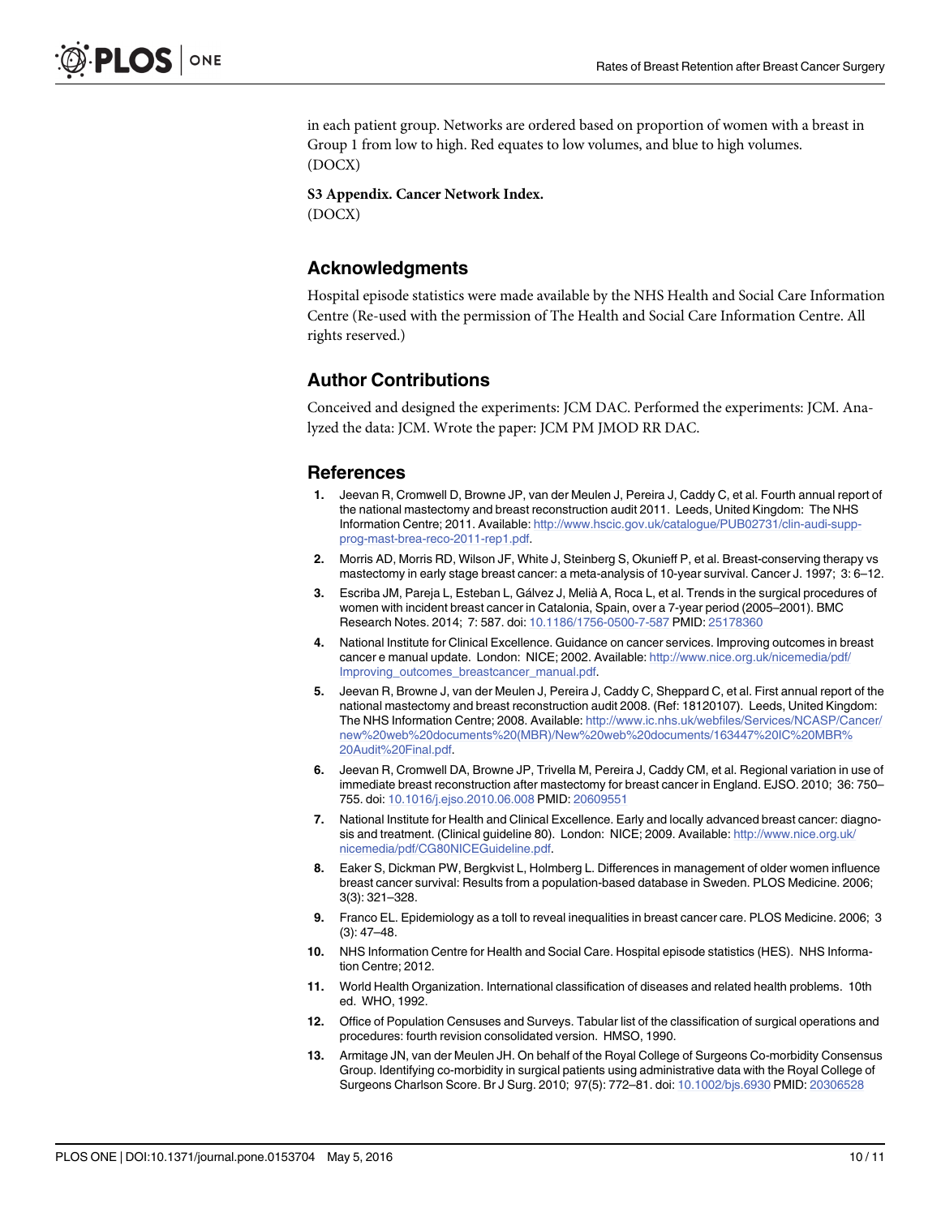in each patient group. Networks are ordered based on proportion of women with a breast in Group 1 from low to high. Red equates to low volumes, and blue to high volumes.
(DOCX)

**S3 Appendix. Cancer Network Index.**
(DOCX)

## Acknowledgments

Hospital episode statistics were made available by the NHS Health and Social Care Information Centre (Re-used with the permission of The Health and Social Care Information Centre. All rights reserved.)

## Author Contributions

Conceived and designed the experiments: JCM DAC. Performed the experiments: JCM. Analyzed the data: JCM. Wrote the paper: JCM PM JMOD RR DAC.

## References

1. Jeevan R, Cromwell D, Browne JP, van der Meulen J, Pereira J, Caddy C, et al. Fourth annual report of the national mastectomy and breast reconstruction audit 2011. Leeds, United Kingdom: The NHS Information Centre; 2011. Available: http://www.hscic.gov.uk/catalogue/PUB02731/clin-audi-supp-prog-mast-brea-reco-2011-rep1.pdf.
2. Morris AD, Morris RD, Wilson JF, White J, Steinberg S, Okunieff P, et al. Breast-conserving therapy vs mastectomy in early stage breast cancer: a meta-analysis of 10-year survival. Cancer J. 1997; 3: 6–12.
3. Escriba JM, Pareja L, Esteban L, Gálvez J, Melià A, Roca L, et al. Trends in the surgical procedures of women with incident breast cancer in Catalonia, Spain, over a 7-year period (2005–2001). BMC Research Notes. 2014; 7: 587. doi: 10.1186/1756-0500-7-587 PMID: 25178360
4. National Institute for Clinical Excellence. Guidance on cancer services. Improving outcomes in breast cancer e manual update. London: NICE; 2002. Available: http://www.nice.org.uk/nicemedia/pdf/Improving_outcomes_breastcancer_manual.pdf.
5. Jeevan R, Browne J, van der Meulen J, Pereira J, Caddy C, Sheppard C, et al. First annual report of the national mastectomy and breast reconstruction audit 2008. (Ref: 18120107). Leeds, United Kingdom: The NHS Information Centre; 2008. Available: http://www.ic.nhs.uk/webfiles/Services/NCASP/Cancer/new%20web%20documents%20(MBR)/New%20web%20documents/163447%20IC%20MBR%20Audit%20Final.pdf.
6. Jeevan R, Cromwell DA, Browne JP, Trivella M, Pereira J, Caddy CM, et al. Regional variation in use of immediate breast reconstruction after mastectomy for breast cancer in England. EJSO. 2010; 36: 750–755. doi: 10.1016/j.ejso.2010.06.008 PMID: 20609551
7. National Institute for Health and Clinical Excellence. Early and locally advanced breast cancer: diagnosis and treatment. (Clinical guideline 80). London: NICE; 2009. Available: http://www.nice.org.uk/nicemedia/pdf/CG80NICEGuideline.pdf.
8. Eaker S, Dickman PW, Bergkvist L, Holmberg L. Differences in management of older women influence breast cancer survival: Results from a population-based database in Sweden. PLOS Medicine. 2006; 3(3): 321–328.
9. Franco EL. Epidemiology as a toll to reveal inequalities in breast cancer care. PLOS Medicine. 2006; 3 (3): 47–48.
10. NHS Information Centre for Health and Social Care. Hospital episode statistics (HES). NHS Information Centre; 2012.
11. World Health Organization. International classification of diseases and related health problems. 10th ed. WHO, 1992.
12. Office of Population Censuses and Surveys. Tabular list of the classification of surgical operations and procedures: fourth revision consolidated version. HMSO, 1990.
13. Armitage JN, van der Meulen JH. On behalf of the Royal College of Surgeons Co-morbidity Consensus Group. Identifying co-morbidity in surgical patients using administrative data with the Royal College of Surgeons Charlson Score. Br J Surg. 2010; 97(5): 772–81. doi: 10.1002/bjs.6930 PMID: 20306528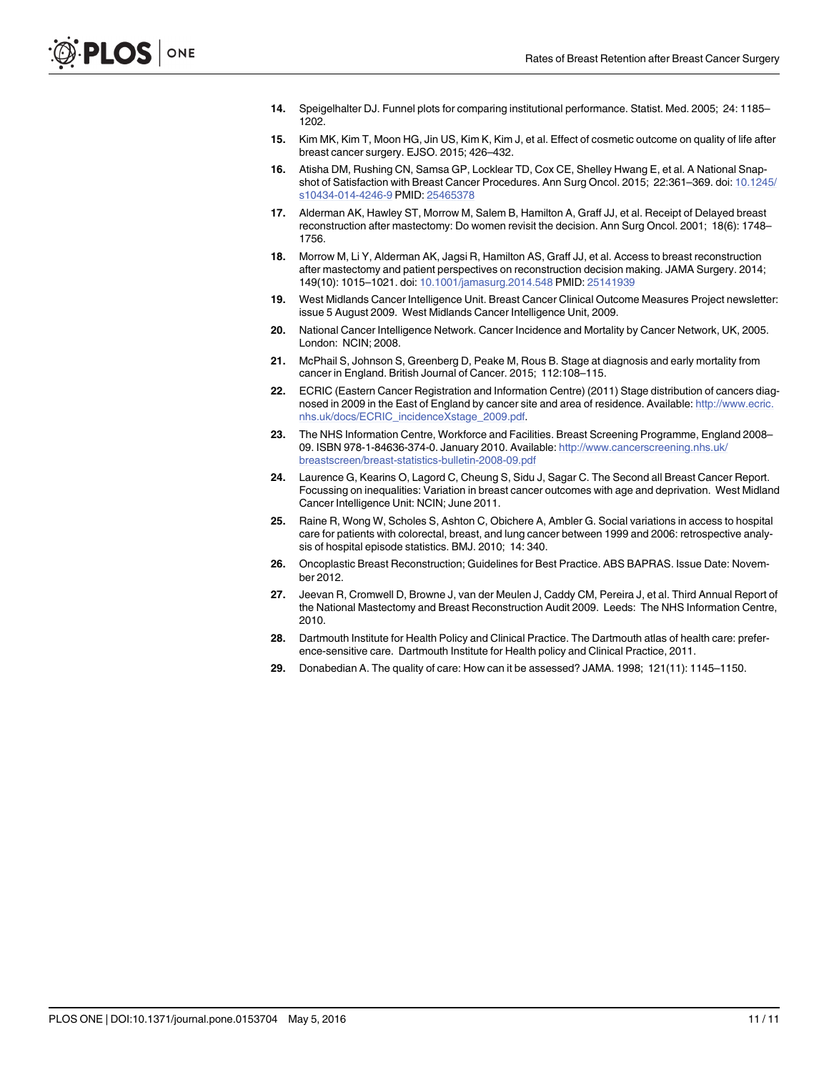14. Speigelhalter DJ. Funnel plots for comparing institutional performance. Statist. Med. 2005; 24: 1185–1202.
15. Kim MK, Kim T, Moon HG, Jin US, Kim K, Kim J, et al. Effect of cosmetic outcome on quality of life after breast cancer surgery. EJSO. 2015; 426–432.
16. Atisha DM, Rushing CN, Samsa GP, Locklear TD, Cox CE, Shelley Hwang E, et al. A National Snapshot of Satisfaction with Breast Cancer Procedures. Ann Surg Oncol. 2015; 22:361–369. doi: 10.1245/s10434-014-4246-9 PMID: 25465378
17. Alderman AK, Hawley ST, Morrow M, Salem B, Hamilton A, Graff JJ, et al. Receipt of Delayed breast reconstruction after mastectomy: Do women revisit the decision. Ann Surg Oncol. 2001; 18(6): 1748–1756.
18. Morrow M, Li Y, Alderman AK, Jagsi R, Hamilton AS, Graff JJ, et al. Access to breast reconstruction after mastectomy and patient perspectives on reconstruction decision making. JAMA Surgery. 2014; 149(10): 1015–1021. doi: 10.1001/jamasurg.2014.548 PMID: 25141939
19. West Midlands Cancer Intelligence Unit. Breast Cancer Clinical Outcome Measures Project newsletter: issue 5 August 2009. West Midlands Cancer Intelligence Unit, 2009.
20. National Cancer Intelligence Network. Cancer Incidence and Mortality by Cancer Network, UK, 2005. London: NCIN; 2008.
21. McPhail S, Johnson S, Greenberg D, Peake M, Rous B. Stage at diagnosis and early mortality from cancer in England. British Journal of Cancer. 2015; 112:108–115.
22. ECRIC (Eastern Cancer Registration and Information Centre) (2011) Stage distribution of cancers diagnosed in 2009 in the East of England by cancer site and area of residence. Available: http://www.ecric.nhs.uk/docs/ECRIC_incidenceXstage_2009.pdf.
23. The NHS Information Centre, Workforce and Facilities. Breast Screening Programme, England 2008–09. ISBN 978-1-84636-374-0. January 2010. Available: http://www.cancerscreening.nhs.uk/breastscreen/breast-statistics-bulletin-2008-09.pdf
24. Laurence G, Kearins O, Lagord C, Cheung S, Sidu J, Sagar C. The Second all Breast Cancer Report. Focussing on inequalities: Variation in breast cancer outcomes with age and deprivation. West Midland Cancer Intelligence Unit: NCIN; June 2011.
25. Raine R, Wong W, Scholes S, Ashton C, Obichere A, Ambler G. Social variations in access to hospital care for patients with colorectal, breast, and lung cancer between 1999 and 2006: retrospective analysis of hospital episode statistics. BMJ. 2010; 14: 340.
26. Oncoplastic Breast Reconstruction; Guidelines for Best Practice. ABS BAPRAS. Issue Date: November 2012.
27. Jeevan R, Cromwell D, Browne J, van der Meulen J, Caddy CM, Pereira J, et al. Third Annual Report of the National Mastectomy and Breast Reconstruction Audit 2009. Leeds: The NHS Information Centre, 2010.
28. Dartmouth Institute for Health Policy and Clinical Practice. The Dartmouth atlas of health care: preference-sensitive care. Dartmouth Institute for Health policy and Clinical Practice, 2011.
29. Donabedian A. The quality of care: How can it be assessed? JAMA. 1998; 121(11): 1145–1150.